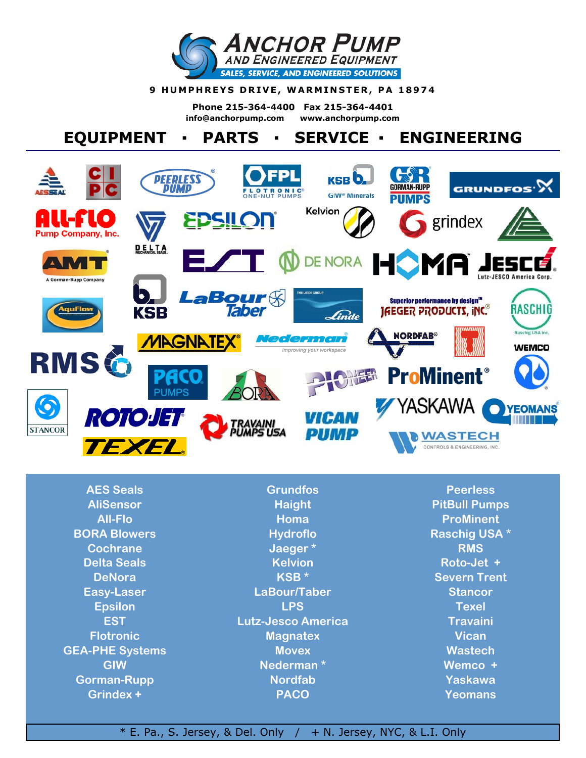# ANCHOR PUMP AND ENGINEERED EQUIPMENT

SALES, SERVICE, AND ENGINEERED SOLUTIONS

9 HUMPHREYS DRIVE, WARMINSTER, PA 18974

Phone 215-364-4400   Fax 215-364-4401

info@anchorpump.com   www.anchorpump.com

## EQUIPMENT ▪ PARTS ▪ SERVICE ▪ ENGINEERING

AES Seals
AliSensor
All-Flo
BORA Blowers
Cochrane
Delta Seals
DeNora
Easy-Laser
Epsilon
EST
Flotronic
GEA-PHE Systems
GIW
Gorman-Rupp
Grindex +

Grundfos
Haight
Homa
Hydroflo
Jaeger *
Kelvion
KSB *
LaBour/Taber
LPS
Lutz-Jesco America
Magnatex
Movex
Nederman *
Nordfab
PACO

Peerless
PitBull Pumps
ProMinent
Raschig USA *
RMS
Roto-Jet +
Severn Trent
Stancor
Texel
Travaini
Vican
Wastech
Wemco +
Yaskawa
Yeomans

* E. Pa., S. Jersey, & Del. Only / + N. Jersey, NYC, & L.I. Only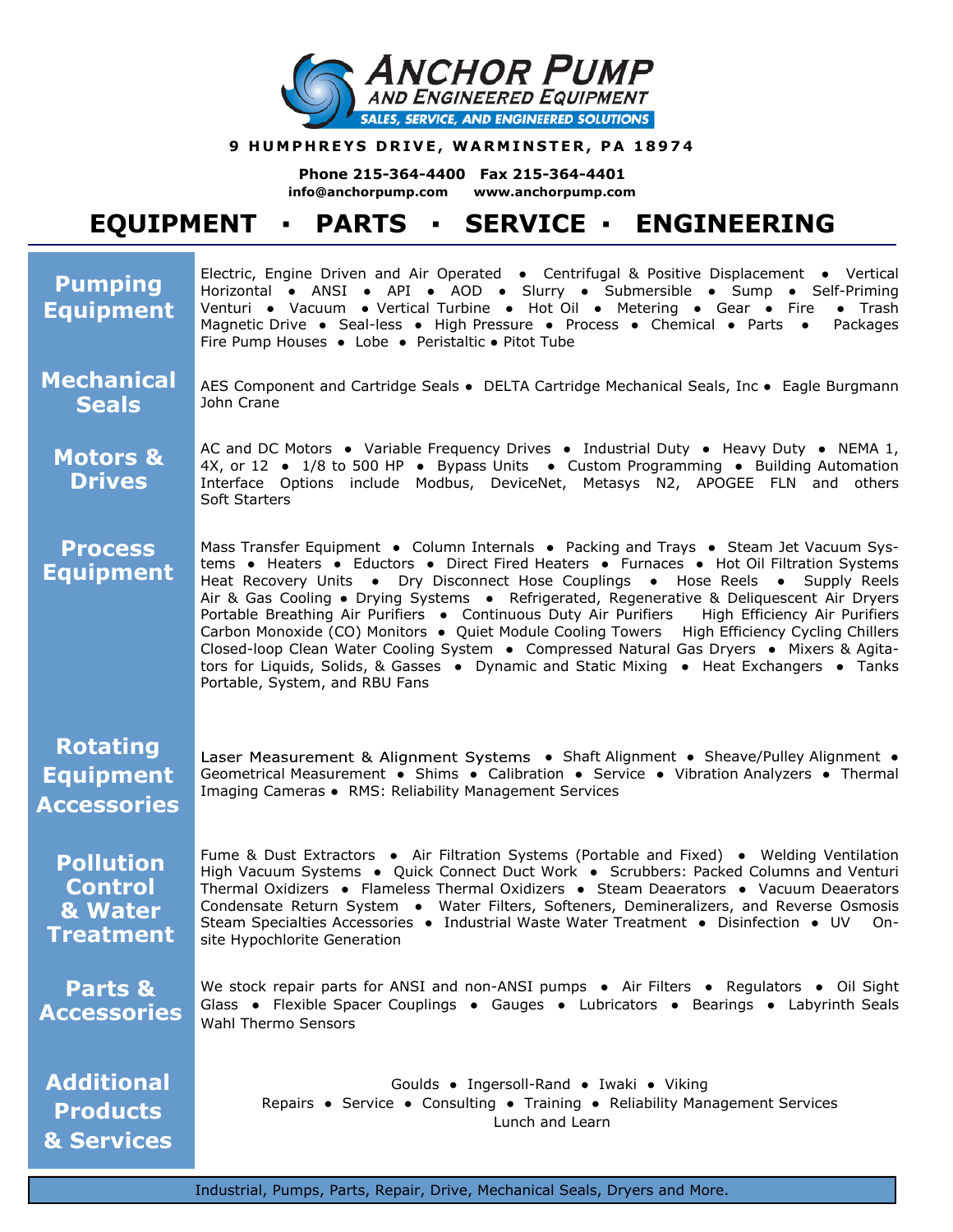# ANCHOR PUMP AND ENGINEERED EQUIPMENT

SALES, SERVICE, AND ENGINEERED SOLUTIONS

**9 HUMPHREYS DRIVE, WARMINSTER, PA 18974**

**Phone 215-364-4400 Fax 215-364-4401**

**info@anchorpump.com www.anchorpump.com**

## EQUIPMENT · PARTS · SERVICE · ENGINEERING

### Pumping Equipment

Electric, Engine Driven and Air Operated ● Centrifugal & Positive Displacement ● Vertical Horizontal ● ANSI ● API ● AOD ● Slurry ● Submersible ● Sump ● Self-Priming Venturi ● Vacuum ● Vertical Turbine ● Hot Oil ● Metering ● Gear ● Fire ● Trash Magnetic Drive ● Seal-less ● High Pressure ● Process ● Chemical ● Parts ● Packages Fire Pump Houses ● Lobe ● Peristaltic ● Pitot Tube

### Mechanical Seals

AES Component and Cartridge Seals ● DELTA Cartridge Mechanical Seals, Inc ● Eagle Burgmann John Crane

### Motors & Drives

AC and DC Motors ● Variable Frequency Drives ● Industrial Duty ● Heavy Duty ● NEMA 1, 4X, or 12 ● 1/8 to 500 HP ● Bypass Units ● Custom Programming ● Building Automation Interface Options include Modbus, DeviceNet, Metasys N2, APOGEE FLN and others Soft Starters

### Process Equipment

Mass Transfer Equipment ● Column Internals ● Packing and Trays ● Steam Jet Vacuum Systems ● Heaters ● Eductors ● Direct Fired Heaters ● Furnaces ● Hot Oil Filtration Systems Heat Recovery Units ● Dry Disconnect Hose Couplings ● Hose Reels ● Supply Reels Air & Gas Cooling ● Drying Systems ● Refrigerated, Regenerative & Deliquescent Air Dryers Portable Breathing Air Purifiers ● Continuous Duty Air Purifiers High Efficiency Air Purifiers Carbon Monoxide (CO) Monitors ● Quiet Module Cooling Towers High Efficiency Cycling Chillers Closed-loop Clean Water Cooling System ● Compressed Natural Gas Dryers ● Mixers & Agitators for Liquids, Solids, & Gasses ● Dynamic and Static Mixing ● Heat Exchangers ● Tanks Portable, System, and RBU Fans

### Rotating Equipment Accessories

Laser Measurement & Alignment Systems ● Shaft Alignment ● Sheave/Pulley Alignment ● Geometrical Measurement ● Shims ● Calibration ● Service ● Vibration Analyzers ● Thermal Imaging Cameras ● RMS: Reliability Management Services

### Pollution Control & Water Treatment

Fume & Dust Extractors ● Air Filtration Systems (Portable and Fixed) ● Welding Ventilation High Vacuum Systems ● Quick Connect Duct Work ● Scrubbers: Packed Columns and Venturi Thermal Oxidizers ● Flameless Thermal Oxidizers ● Steam Deaerators ● Vacuum Deaerators Condensate Return System ● Water Filters, Softeners, Demineralizers, and Reverse Osmosis Steam Specialties Accessories ● Industrial Waste Water Treatment ● Disinfection ● UV On-site Hypochlorite Generation

### Parts & Accessories

We stock repair parts for ANSI and non-ANSI pumps ● Air Filters ● Regulators ● Oil Sight Glass ● Flexible Spacer Couplings ● Gauges ● Lubricators ● Bearings ● Labyrinth Seals Wahl Thermo Sensors

### Additional Products & Services

Goulds ● Ingersoll-Rand ● Iwaki ● Viking

Repairs ● Service ● Consulting ● Training ● Reliability Management Services

Lunch and Learn

Industrial, Pumps, Parts, Repair, Drive, Mechanical Seals, Dryers and More.